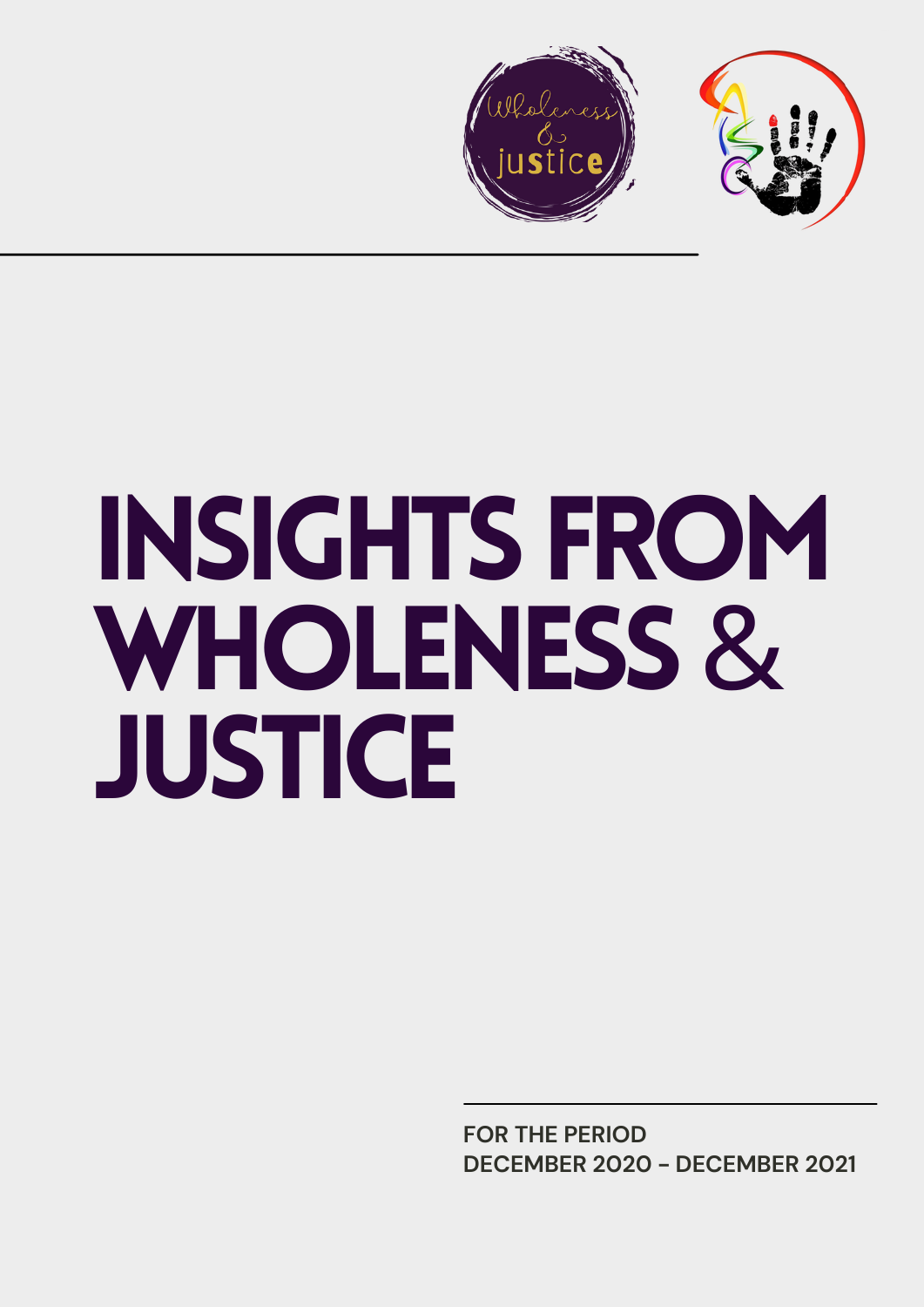# INSIGHTS FROM WHOLENESS & JUSTICE

FOR THE PERIOD
DECEMBER 2020 - DECEMBER 2021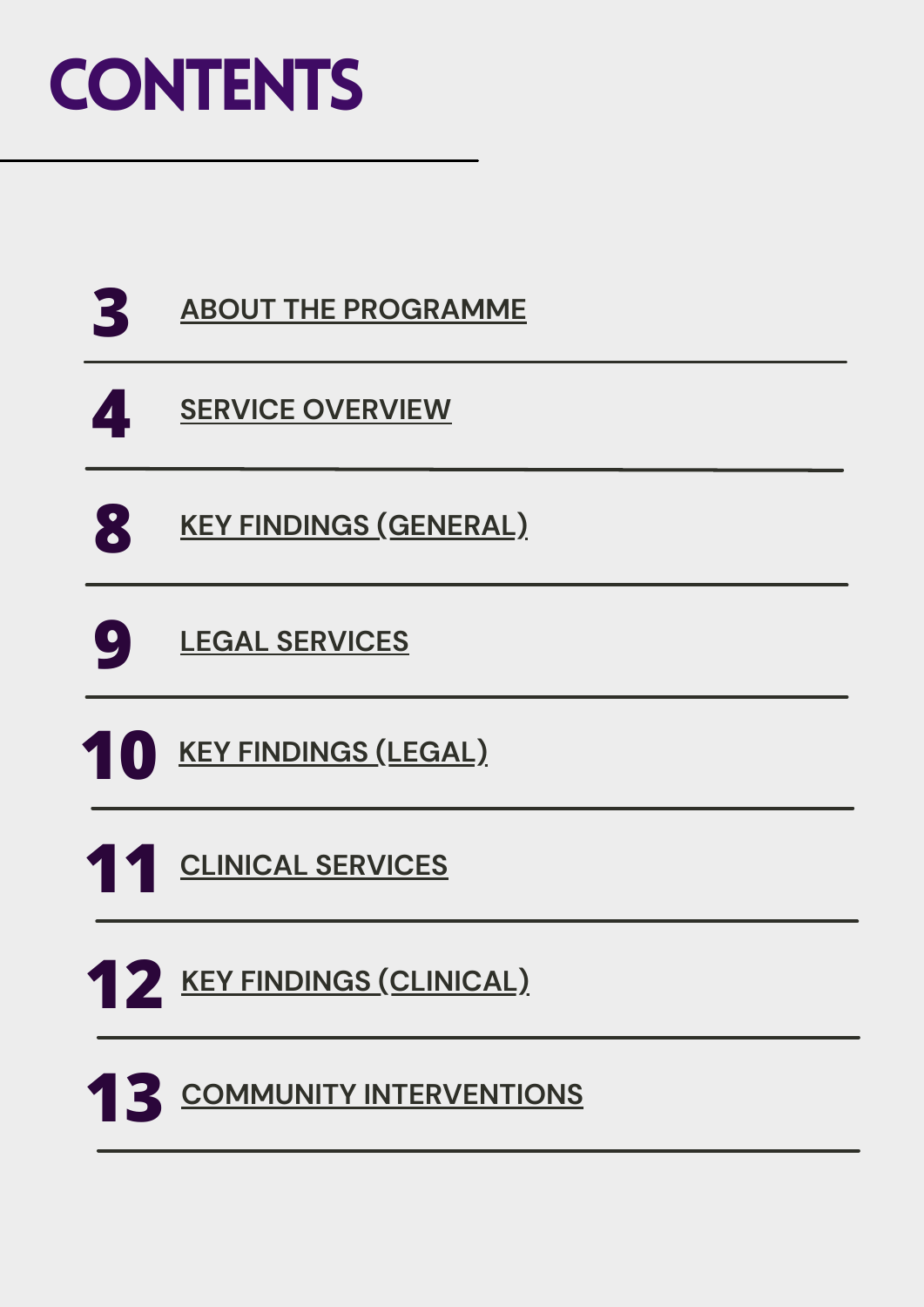# CONTENTS

| | |
|---|---|
| 3 | ABOUT THE PROGRAMME |
| 4 | SERVICE OVERVIEW |
| 8 | KEY FINDINGS (GENERAL) |
| 9 | LEGAL SERVICES |
| 10 | KEY FINDINGS (LEGAL) |
| 11 | CLINICAL SERVICES |
| 12 | KEY FINDINGS (CLINICAL) |
| 13 | COMMUNITY INTERVENTIONS |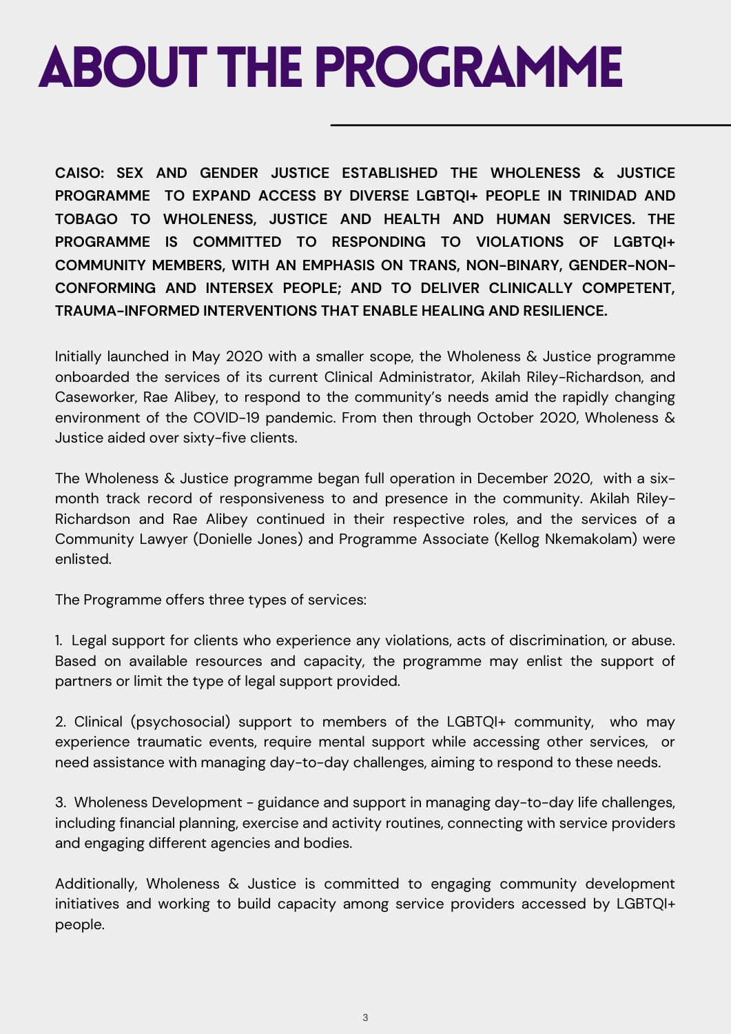# ABOUT THE PROGRAMME

**CAISO: SEX AND GENDER JUSTICE ESTABLISHED THE WHOLENESS & JUSTICE PROGRAMME TO EXPAND ACCESS BY DIVERSE LGBTQI+ PEOPLE IN TRINIDAD AND TOBAGO TO WHOLENESS, JUSTICE AND HEALTH AND HUMAN SERVICES. THE PROGRAMME IS COMMITTED TO RESPONDING TO VIOLATIONS OF LGBTQI+ COMMUNITY MEMBERS, WITH AN EMPHASIS ON TRANS, NON-BINARY, GENDER-NON-CONFORMING AND INTERSEX PEOPLE; AND TO DELIVER CLINICALLY COMPETENT, TRAUMA-INFORMED INTERVENTIONS THAT ENABLE HEALING AND RESILIENCE.**

Initially launched in May 2020 with a smaller scope, the Wholeness & Justice programme onboarded the services of its current Clinical Administrator, Akilah Riley-Richardson, and Caseworker, Rae Alibey, to respond to the community's needs amid the rapidly changing environment of the COVID-19 pandemic. From then through October 2020, Wholeness & Justice aided over sixty-five clients.

The Wholeness & Justice programme began full operation in December 2020, with a six-month track record of responsiveness to and presence in the community. Akilah Riley-Richardson and Rae Alibey continued in their respective roles, and the services of a Community Lawyer (Donielle Jones) and Programme Associate (Kellog Nkemakolam) were enlisted.

The Programme offers three types of services:

1. Legal support for clients who experience any violations, acts of discrimination, or abuse. Based on available resources and capacity, the programme may enlist the support of partners or limit the type of legal support provided.

2. Clinical (psychosocial) support to members of the LGBTQI+ community, who may experience traumatic events, require mental support while accessing other services, or need assistance with managing day-to-day challenges, aiming to respond to these needs.

3. Wholeness Development - guidance and support in managing day-to-day life challenges, including financial planning, exercise and activity routines, connecting with service providers and engaging different agencies and bodies.

Additionally, Wholeness & Justice is committed to engaging community development initiatives and working to build capacity among service providers accessed by LGBTQI+ people.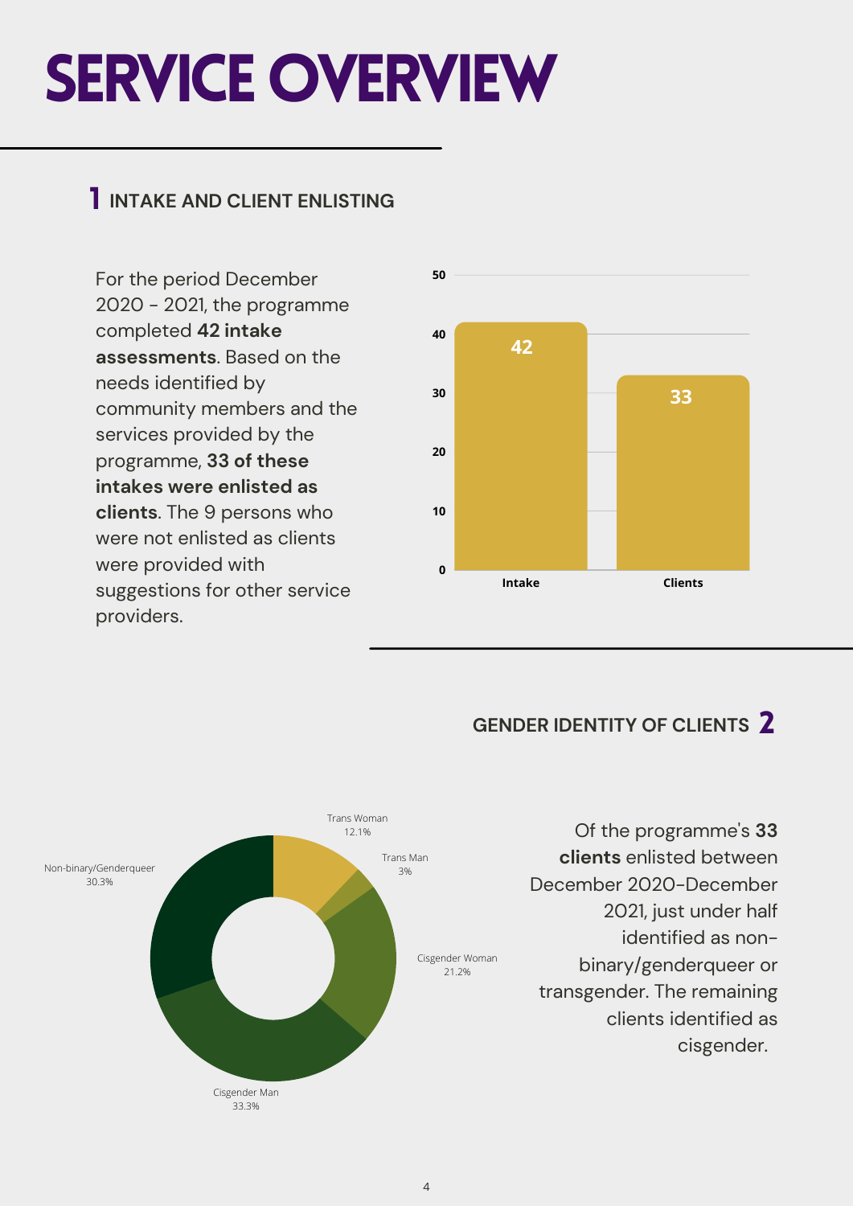# SERVICE OVERVIEW

## 1 INTAKE AND CLIENT ENLISTING

For the period December 2020 - 2021, the programme completed **42 intake assessments**. Based on the needs identified by community members and the services provided by the programme, **33 of these intakes were enlisted as clients**. The 9 persons who were not enlisted as clients were provided with suggestions for other service providers.

| | Intake | Clients |
|---|---|---|
| Count | 42 | 33 |

## GENDER IDENTITY OF CLIENTS 2

| Gender identity | Percentage |
|---|---|
| Trans Woman | 12.1% |
| Trans Man | 3% |
| Cisgender Woman | 21.2% |
| Cisgender Man | 33.3% |
| Non-binary/Genderqueer | 30.3% |

Of the programme's **33 clients** enlisted between December 2020-December 2021, just under half identified as non-binary/genderqueer or transgender. The remaining clients identified as cisgender.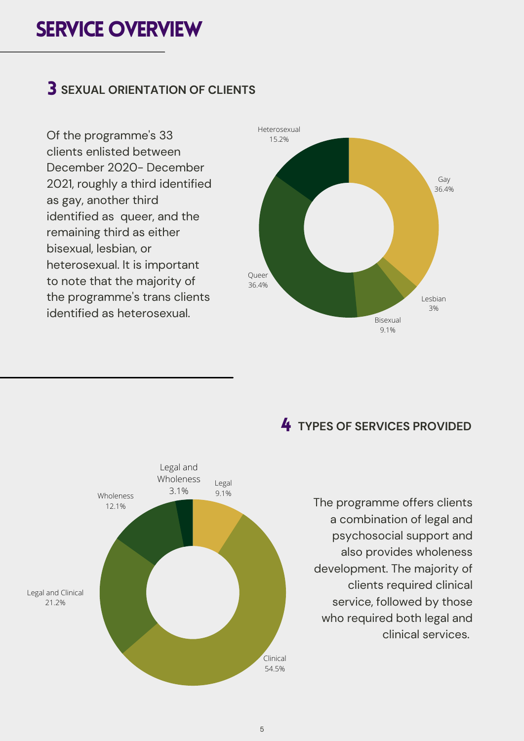# SERVICE OVERVIEW

## 3 SEXUAL ORIENTATION OF CLIENTS

Of the programme's 33 clients enlisted between December 2020- December 2021, roughly a third identified as gay, another third identified as queer, and the remaining third as either bisexual, lesbian, or heterosexual. It is important to note that the majority of the programme's trans clients identified as heterosexual.

Heterosexual 15.2%
Gay 36.4%
Lesbian 3%
Bisexual 9.1%
Queer 36.4%

## 4 TYPES OF SERVICES PROVIDED

Legal and Wholeness 3.1%
Legal 9.1%
Wholeness 12.1%
Legal and Clinical 21.2%
Clinical 54.5%

The programme offers clients a combination of legal and psychosocial support and also provides wholeness development. The majority of clients required clinical service, followed by those who required both legal and clinical services.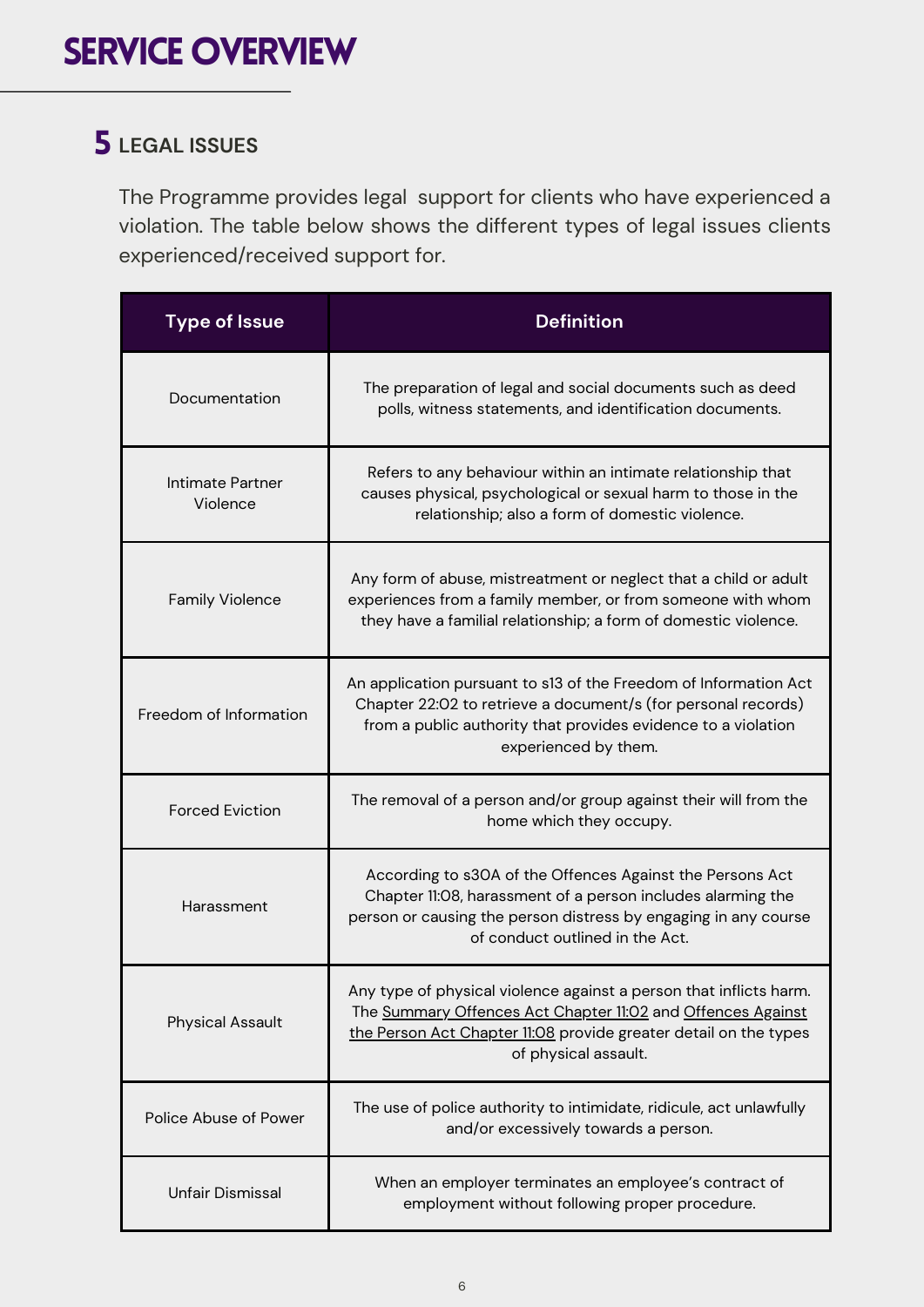# SERVICE OVERVIEW

## 5 LEGAL ISSUES

The Programme provides legal support for clients who have experienced a violation. The table below shows the different types of legal issues clients experienced/received support for.

| Type of Issue | Definition |
|---|---|
| Documentation | The preparation of legal and social documents such as deed polls, witness statements, and identification documents. |
| Intimate Partner Violence | Refers to any behaviour within an intimate relationship that causes physical, psychological or sexual harm to those in the relationship; also a form of domestic violence. |
| Family Violence | Any form of abuse, mistreatment or neglect that a child or adult experiences from a family member, or from someone with whom they have a familial relationship; a form of domestic violence. |
| Freedom of Information | An application pursuant to s13 of the Freedom of Information Act Chapter 22:02 to retrieve a document/s (for personal records) from a public authority that provides evidence to a violation experienced by them. |
| Forced Eviction | The removal of a person and/or group against their will from the home which they occupy. |
| Harassment | According to s30A of the Offences Against the Persons Act Chapter 11:08, harassment of a person includes alarming the person or causing the person distress by engaging in any course of conduct outlined in the Act. |
| Physical Assault | Any type of physical violence against a person that inflicts harm. The Summary Offences Act Chapter 11:02 and Offences Against the Person Act Chapter 11:08 provide greater detail on the types of physical assault. |
| Police Abuse of Power | The use of police authority to intimidate, ridicule, act unlawfully and/or excessively towards a person. |
| Unfair Dismissal | When an employer terminates an employee's contract of employment without following proper procedure. |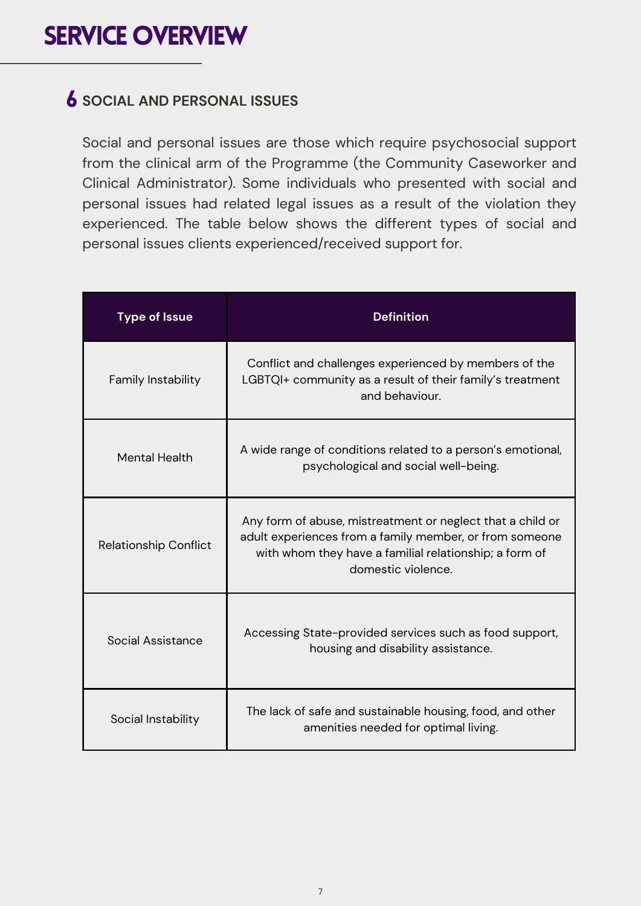# SERVICE OVERVIEW

## 6 SOCIAL AND PERSONAL ISSUES

Social and personal issues are those which require psychosocial support from the clinical arm of the Programme (the Community Caseworker and Clinical Administrator). Some individuals who presented with social and personal issues had related legal issues as a result of the violation they experienced. The table below shows the different types of social and personal issues clients experienced/received support for.

| Type of Issue | Definition |
|---|---|
| Family Instability | Conflict and challenges experienced by members of the LGBTQI+ community as a result of their family's treatment and behaviour. |
| Mental Health | A wide range of conditions related to a person's emotional, psychological and social well-being. |
| Relationship Conflict | Any form of abuse, mistreatment or neglect that a child or adult experiences from a family member, or from someone with whom they have a familial relationship; a form of domestic violence. |
| Social Assistance | Accessing State-provided services such as food support, housing and disability assistance. |
| Social Instability | The lack of safe and sustainable housing, food, and other amenities needed for optimal living. |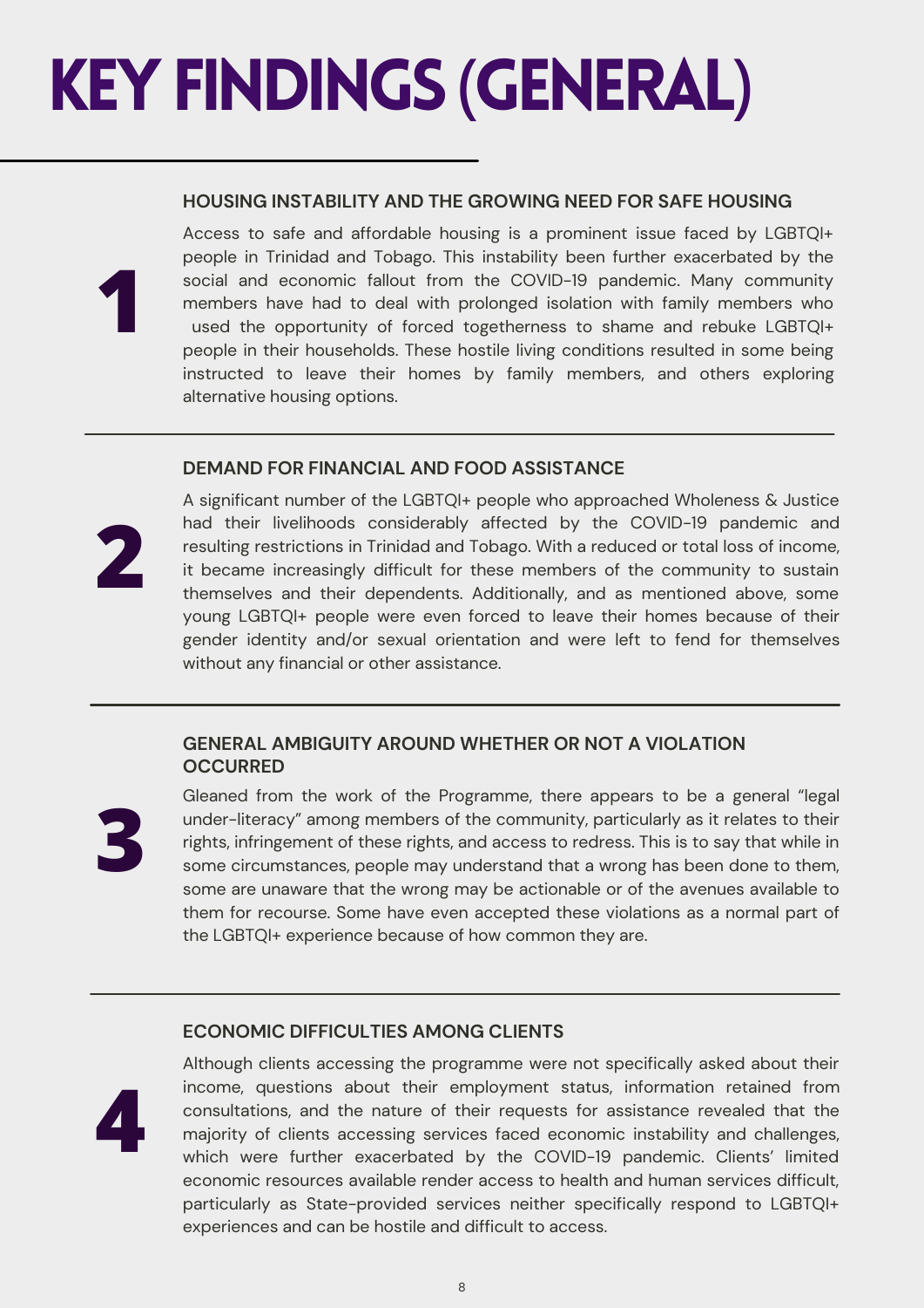# KEY FINDINGS (GENERAL)

## 1

### HOUSING INSTABILITY AND THE GROWING NEED FOR SAFE HOUSING

Access to safe and affordable housing is a prominent issue faced by LGBTQI+ people in Trinidad and Tobago. This instability been further exacerbated by the social and economic fallout from the COVID-19 pandemic. Many community members have had to deal with prolonged isolation with family members who used the opportunity of forced togetherness to shame and rebuke LGBTQI+ people in their households. These hostile living conditions resulted in some being instructed to leave their homes by family members, and others exploring alternative housing options.

## 2

### DEMAND FOR FINANCIAL AND FOOD ASSISTANCE

A significant number of the LGBTQI+ people who approached Wholeness & Justice had their livelihoods considerably affected by the COVID-19 pandemic and resulting restrictions in Trinidad and Tobago. With a reduced or total loss of income, it became increasingly difficult for these members of the community to sustain themselves and their dependents. Additionally, and as mentioned above, some young LGBTQI+ people were even forced to leave their homes because of their gender identity and/or sexual orientation and were left to fend for themselves without any financial or other assistance.

## 3

### GENERAL AMBIGUITY AROUND WHETHER OR NOT A VIOLATION OCCURRED

Gleaned from the work of the Programme, there appears to be a general "legal under-literacy" among members of the community, particularly as it relates to their rights, infringement of these rights, and access to redress. This is to say that while in some circumstances, people may understand that a wrong has been done to them, some are unaware that the wrong may be actionable or of the avenues available to them for recourse. Some have even accepted these violations as a normal part of the LGBTQI+ experience because of how common they are.

## 4

### ECONOMIC DIFFICULTIES AMONG CLIENTS

Although clients accessing the programme were not specifically asked about their income, questions about their employment status, information retained from consultations, and the nature of their requests for assistance revealed that the majority of clients accessing services faced economic instability and challenges, which were further exacerbated by the COVID-19 pandemic. Clients' limited economic resources available render access to health and human services difficult, particularly as State-provided services neither specifically respond to LGBTQI+ experiences and can be hostile and difficult to access.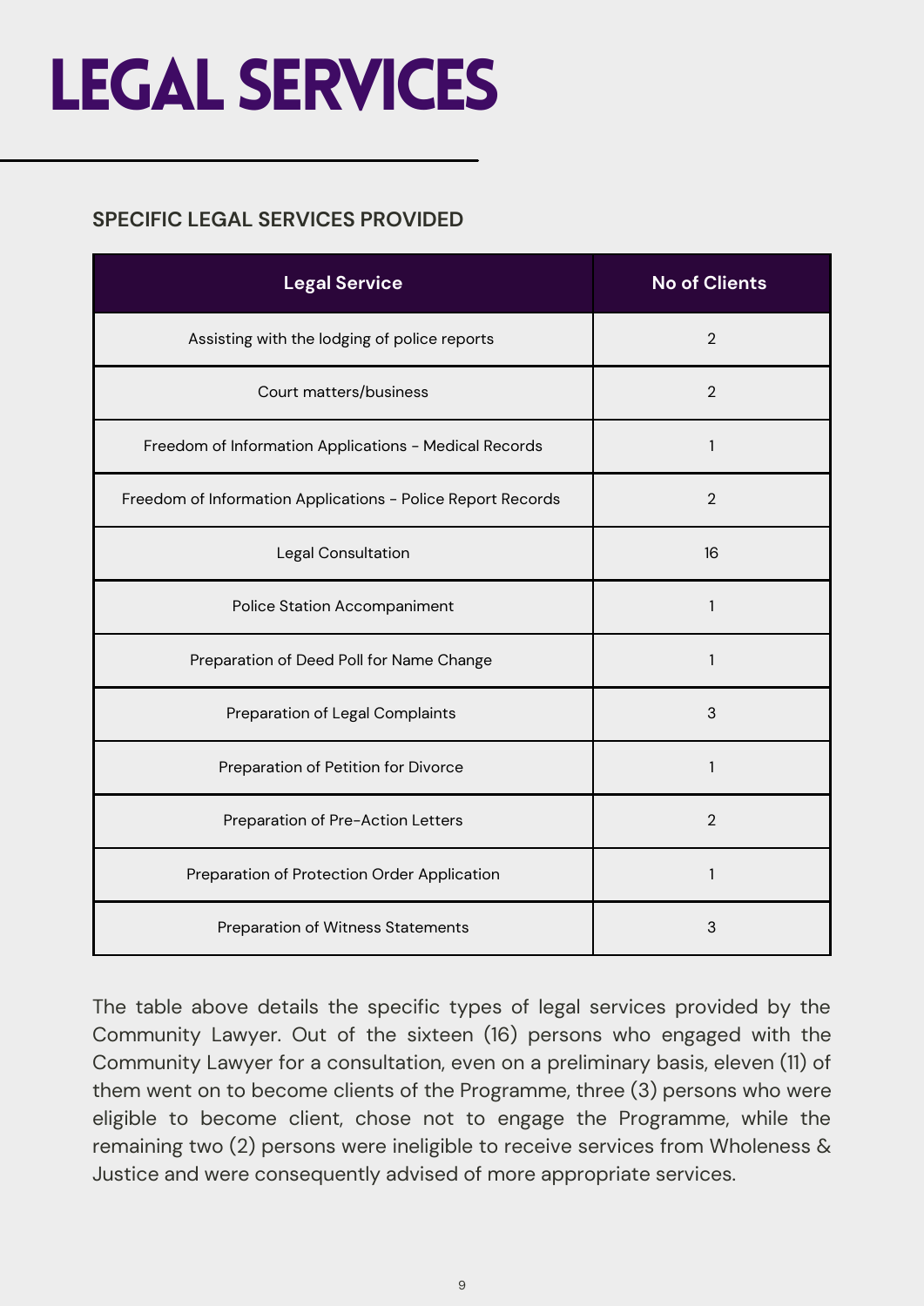# LEGAL SERVICES

### SPECIFIC LEGAL SERVICES PROVIDED

| Legal Service | No of Clients |
|---|---|
| Assisting with the lodging of police reports | 2 |
| Court matters/business | 2 |
| Freedom of Information Applications - Medical Records | 1 |
| Freedom of Information Applications - Police Report Records | 2 |
| Legal Consultation | 16 |
| Police Station Accompaniment | 1 |
| Preparation of Deed Poll for Name Change | 1 |
| Preparation of Legal Complaints | 3 |
| Preparation of Petition for Divorce | 1 |
| Preparation of Pre-Action Letters | 2 |
| Preparation of Protection Order Application | 1 |
| Preparation of Witness Statements | 3 |

The table above details the specific types of legal services provided by the Community Lawyer. Out of the sixteen (16) persons who engaged with the Community Lawyer for a consultation, even on a preliminary basis, eleven (11) of them went on to become clients of the Programme, three (3) persons who were eligible to become client, chose not to engage the Programme, while the remaining two (2) persons were ineligible to receive services from Wholeness & Justice and were consequently advised of more appropriate services.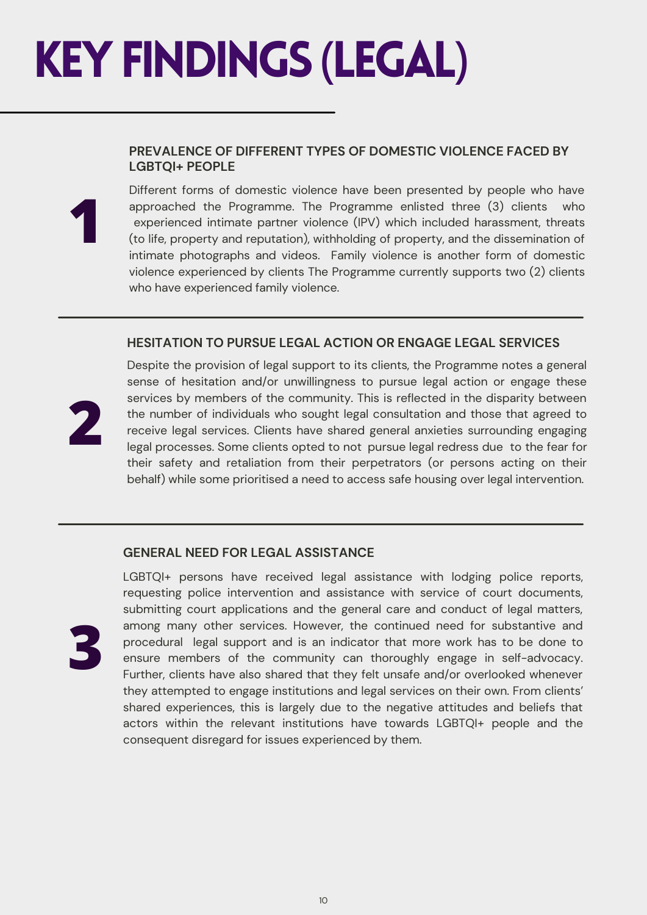# KEY FINDINGS (LEGAL)

## 1

### PREVALENCE OF DIFFERENT TYPES OF DOMESTIC VIOLENCE FACED BY LGBTQI+ PEOPLE

Different forms of domestic violence have been presented by people who have approached the Programme. The Programme enlisted three (3) clients who experienced intimate partner violence (IPV) which included harassment, threats (to life, property and reputation), withholding of property, and the dissemination of intimate photographs and videos. Family violence is another form of domestic violence experienced by clients The Programme currently supports two (2) clients who have experienced family violence.

## 2

### HESITATION TO PURSUE LEGAL ACTION OR ENGAGE LEGAL SERVICES

Despite the provision of legal support to its clients, the Programme notes a general sense of hesitation and/or unwillingness to pursue legal action or engage these services by members of the community. This is reflected in the disparity between the number of individuals who sought legal consultation and those that agreed to receive legal services. Clients have shared general anxieties surrounding engaging legal processes. Some clients opted to not pursue legal redress due to the fear for their safety and retaliation from their perpetrators (or persons acting on their behalf) while some prioritised a need to access safe housing over legal intervention.

## 3

### GENERAL NEED FOR LEGAL ASSISTANCE

LGBTQI+ persons have received legal assistance with lodging police reports, requesting police intervention and assistance with service of court documents, submitting court applications and the general care and conduct of legal matters, among many other services. However, the continued need for substantive and procedural legal support and is an indicator that more work has to be done to ensure members of the community can thoroughly engage in self-advocacy. Further, clients have also shared that they felt unsafe and/or overlooked whenever they attempted to engage institutions and legal services on their own. From clients' shared experiences, this is largely due to the negative attitudes and beliefs that actors within the relevant institutions have towards LGBTQI+ people and the consequent disregard for issues experienced by them.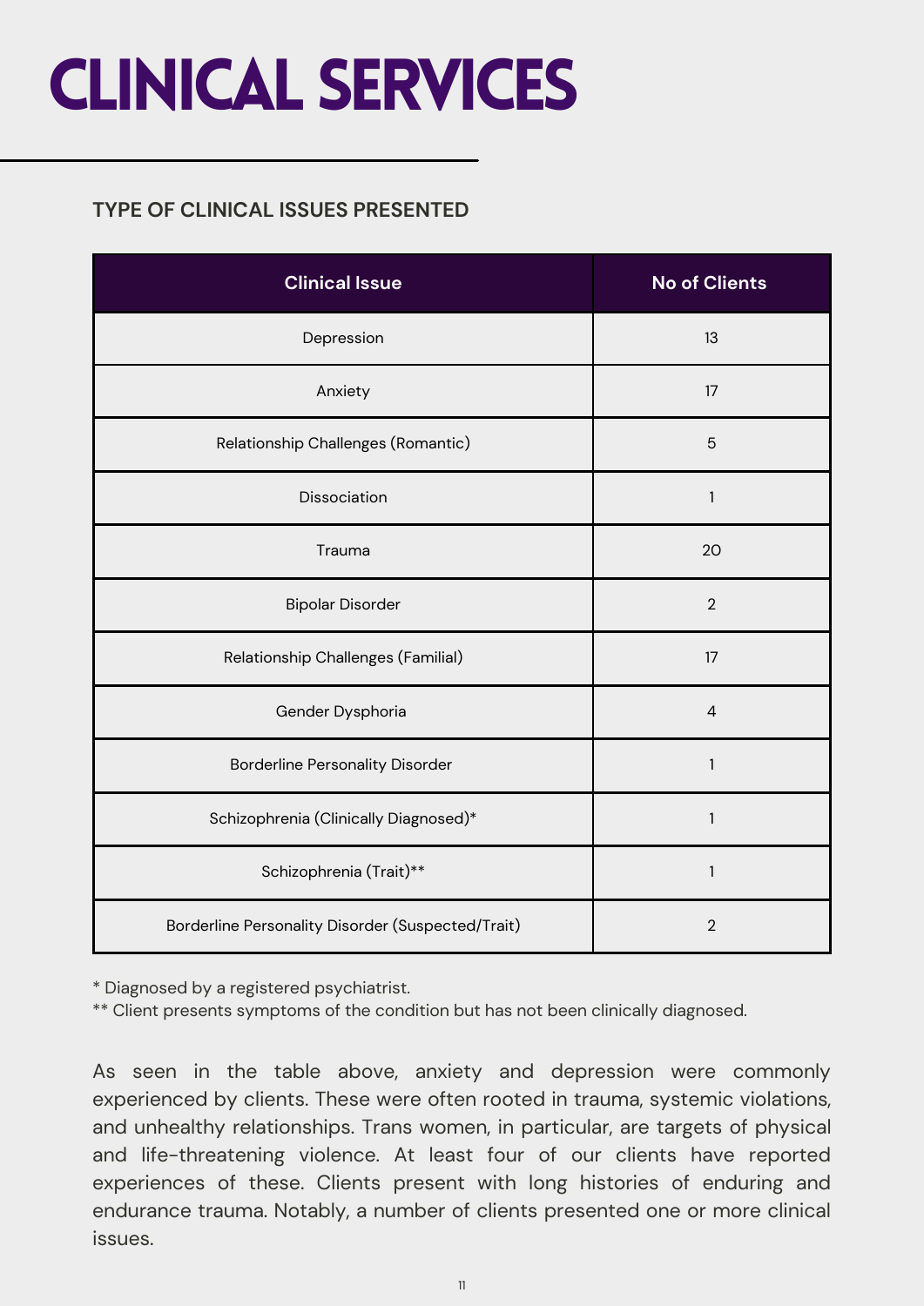# CLINICAL SERVICES

### TYPE OF CLINICAL ISSUES PRESENTED

| Clinical Issue | No of Clients |
|---|---|
| Depression | 13 |
| Anxiety | 17 |
| Relationship Challenges (Romantic) | 5 |
| Dissociation | 1 |
| Trauma | 20 |
| Bipolar Disorder | 2 |
| Relationship Challenges (Familial) | 17 |
| Gender Dysphoria | 4 |
| Borderline Personality Disorder | 1 |
| Schizophrenia (Clinically Diagnosed)* | 1 |
| Schizophrenia (Trait)** | 1 |
| Borderline Personality Disorder (Suspected/Trait) | 2 |

* Diagnosed by a registered psychiatrist.
** Client presents symptoms of the condition but has not been clinically diagnosed.

As seen in the table above, anxiety and depression were commonly experienced by clients. These were often rooted in trauma, systemic violations, and unhealthy relationships. Trans women, in particular, are targets of physical and life-threatening violence. At least four of our clients have reported experiences of these. Clients present with long histories of enduring and endurance trauma. Notably, a number of clients presented one or more clinical issues.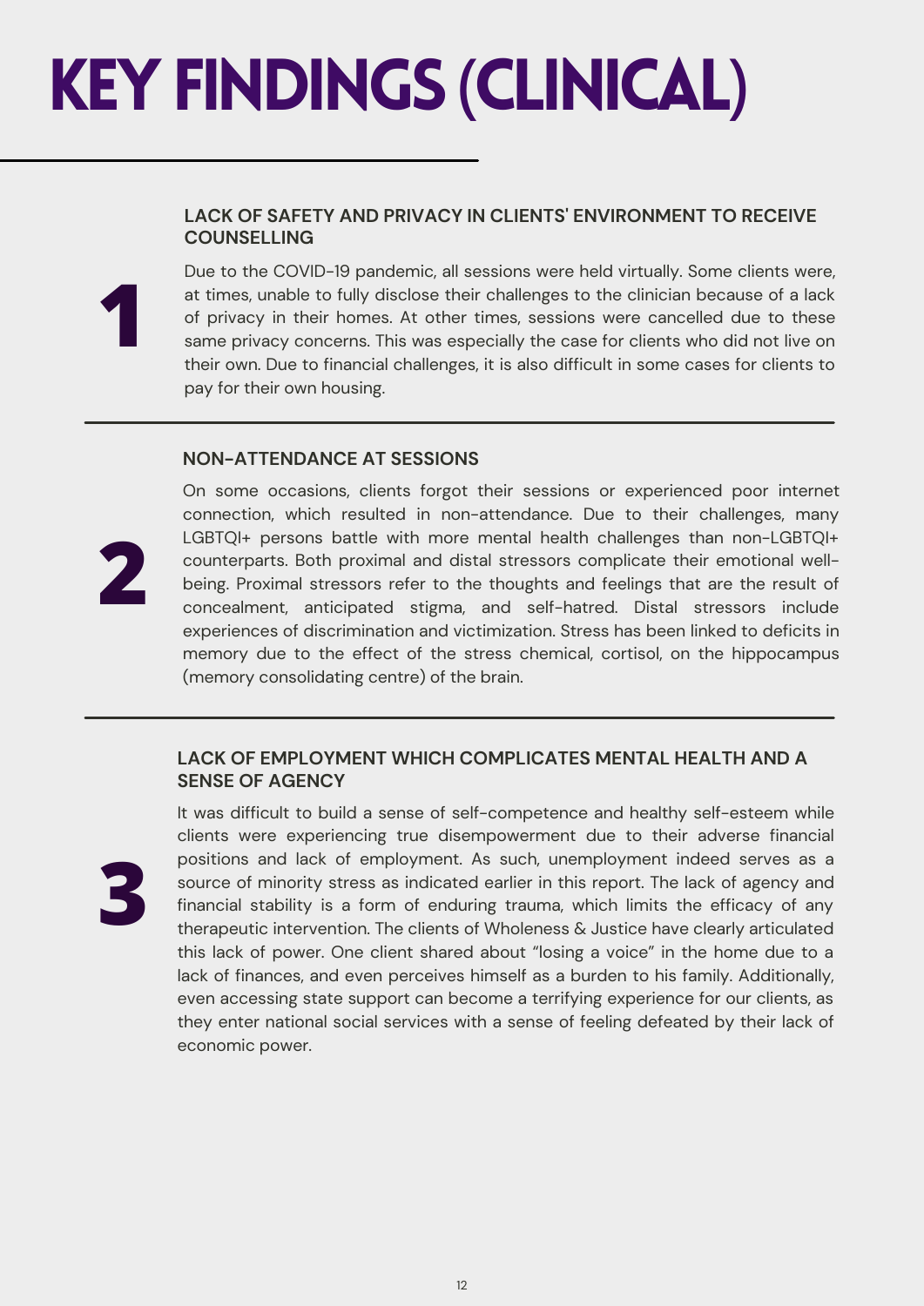# KEY FINDINGS (CLINICAL)

## 1. LACK OF SAFETY AND PRIVACY IN CLIENTS' ENVIRONMENT TO RECEIVE COUNSELLING

Due to the COVID-19 pandemic, all sessions were held virtually. Some clients were, at times, unable to fully disclose their challenges to the clinician because of a lack of privacy in their homes. At other times, sessions were cancelled due to these same privacy concerns. This was especially the case for clients who did not live on their own. Due to financial challenges, it is also difficult in some cases for clients to pay for their own housing.

## 2. NON-ATTENDANCE AT SESSIONS

On some occasions, clients forgot their sessions or experienced poor internet connection, which resulted in non-attendance. Due to their challenges, many LGBTQI+ persons battle with more mental health challenges than non-LGBTQI+ counterparts. Both proximal and distal stressors complicate their emotional well-being. Proximal stressors refer to the thoughts and feelings that are the result of concealment, anticipated stigma, and self-hatred. Distal stressors include experiences of discrimination and victimization. Stress has been linked to deficits in memory due to the effect of the stress chemical, cortisol, on the hippocampus (memory consolidating centre) of the brain.

## 3. LACK OF EMPLOYMENT WHICH COMPLICATES MENTAL HEALTH AND A SENSE OF AGENCY

It was difficult to build a sense of self-competence and healthy self-esteem while clients were experiencing true disempowerment due to their adverse financial positions and lack of employment. As such, unemployment indeed serves as a source of minority stress as indicated earlier in this report. The lack of agency and financial stability is a form of enduring trauma, which limits the efficacy of any therapeutic intervention. The clients of Wholeness & Justice have clearly articulated this lack of power. One client shared about "losing a voice" in the home due to a lack of finances, and even perceives himself as a burden to his family. Additionally, even accessing state support can become a terrifying experience for our clients, as they enter national social services with a sense of feeling defeated by their lack of economic power.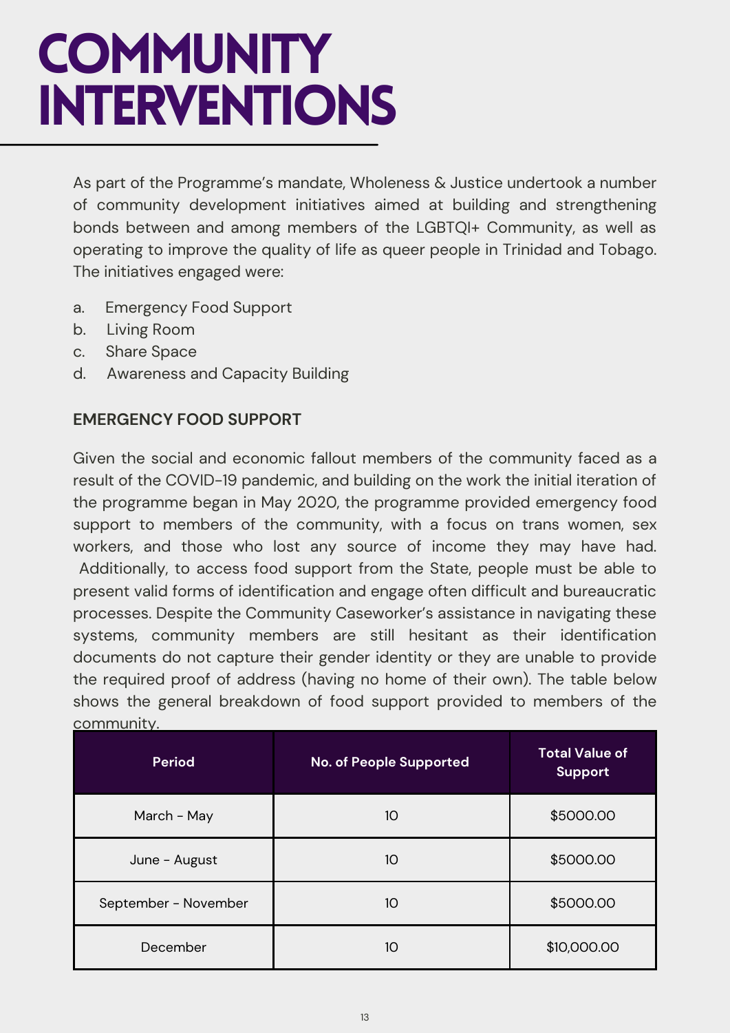# COMMUNITY INTERVENTIONS

As part of the Programme's mandate, Wholeness & Justice undertook a number of community development initiatives aimed at building and strengthening bonds between and among members of the LGBTQI+ Community, as well as operating to improve the quality of life as queer people in Trinidad and Tobago. The initiatives engaged were:

a. Emergency Food Support
b. Living Room
c. Share Space
d. Awareness and Capacity Building

**EMERGENCY FOOD SUPPORT**

Given the social and economic fallout members of the community faced as a result of the COVID-19 pandemic, and building on the work the initial iteration of the programme began in May 2020, the programme provided emergency food support to members of the community, with a focus on trans women, sex workers, and those who lost any source of income they may have had. Additionally, to access food support from the State, people must be able to present valid forms of identification and engage often difficult and bureaucratic processes. Despite the Community Caseworker's assistance in navigating these systems, community members are still hesitant as their identification documents do not capture their gender identity or they are unable to provide the required proof of address (having no home of their own). The table below shows the general breakdown of food support provided to members of the community.

| Period | No. of People Supported | Total Value of Support |
|---|---|---|
| March - May | 10 | $5000.00 |
| June - August | 10 | $5000.00 |
| September - November | 10 | $5000.00 |
| December | 10 | $10,000.00 |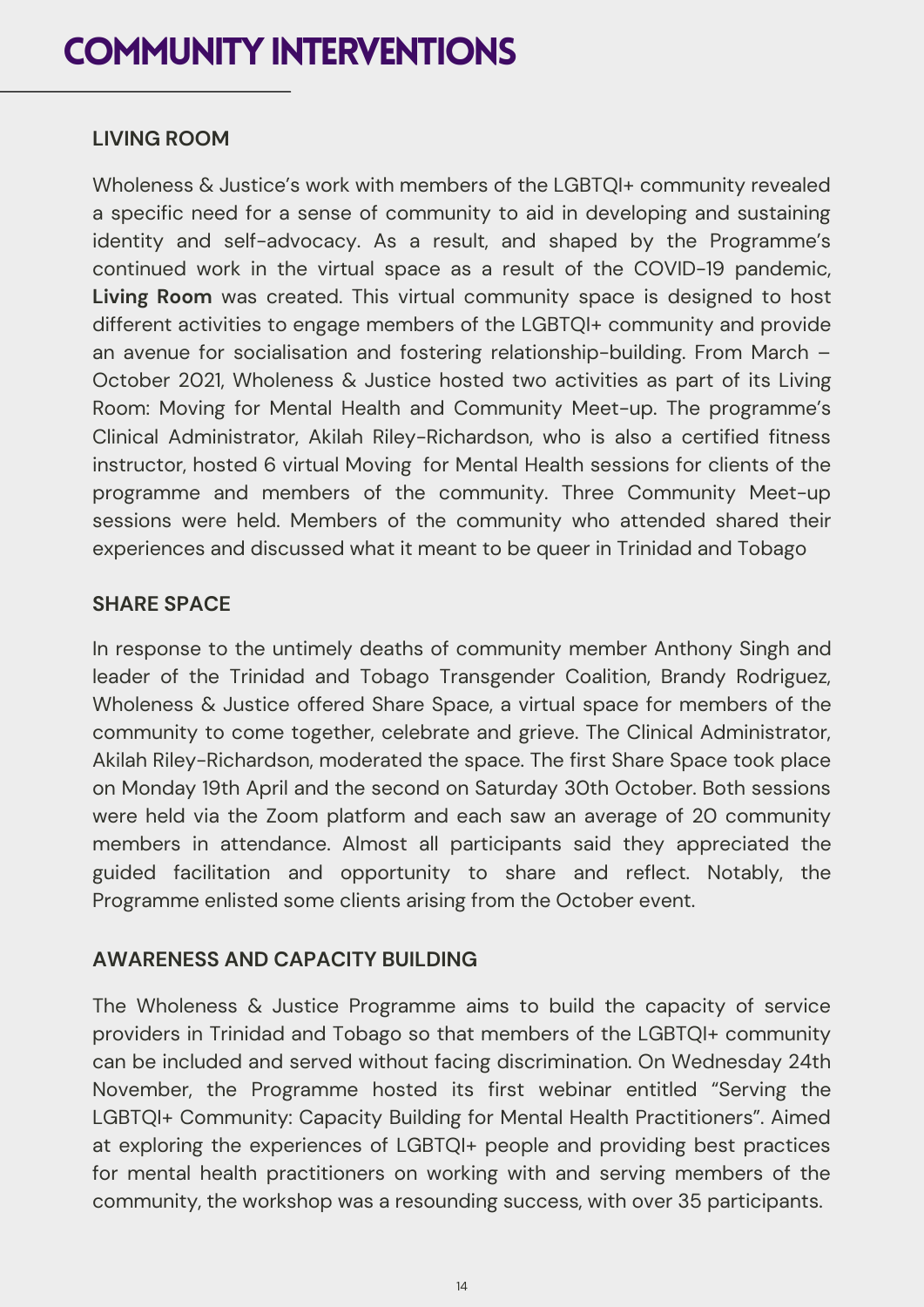# COMMUNITY INTERVENTIONS

## LIVING ROOM

Wholeness & Justice's work with members of the LGBTQI+ community revealed a specific need for a sense of community to aid in developing and sustaining identity and self-advocacy. As a result, and shaped by the Programme's continued work in the virtual space as a result of the COVID-19 pandemic, **Living Room** was created. This virtual community space is designed to host different activities to engage members of the LGBTQI+ community and provide an avenue for socialisation and fostering relationship-building. From March – October 2021, Wholeness & Justice hosted two activities as part of its Living Room: Moving for Mental Health and Community Meet-up. The programme's Clinical Administrator, Akilah Riley-Richardson, who is also a certified fitness instructor, hosted 6 virtual Moving for Mental Health sessions for clients of the programme and members of the community. Three Community Meet-up sessions were held. Members of the community who attended shared their experiences and discussed what it meant to be queer in Trinidad and Tobago

## SHARE SPACE

In response to the untimely deaths of community member Anthony Singh and leader of the Trinidad and Tobago Transgender Coalition, Brandy Rodriguez, Wholeness & Justice offered Share Space, a virtual space for members of the community to come together, celebrate and grieve. The Clinical Administrator, Akilah Riley-Richardson, moderated the space. The first Share Space took place on Monday 19th April and the second on Saturday 30th October. Both sessions were held via the Zoom platform and each saw an average of 20 community members in attendance. Almost all participants said they appreciated the guided facilitation and opportunity to share and reflect. Notably, the Programme enlisted some clients arising from the October event.

## AWARENESS AND CAPACITY BUILDING

The Wholeness & Justice Programme aims to build the capacity of service providers in Trinidad and Tobago so that members of the LGBTQI+ community can be included and served without facing discrimination. On Wednesday 24th November, the Programme hosted its first webinar entitled "Serving the LGBTQI+ Community: Capacity Building for Mental Health Practitioners". Aimed at exploring the experiences of LGBTQI+ people and providing best practices for mental health practitioners on working with and serving members of the community, the workshop was a resounding success, with over 35 participants.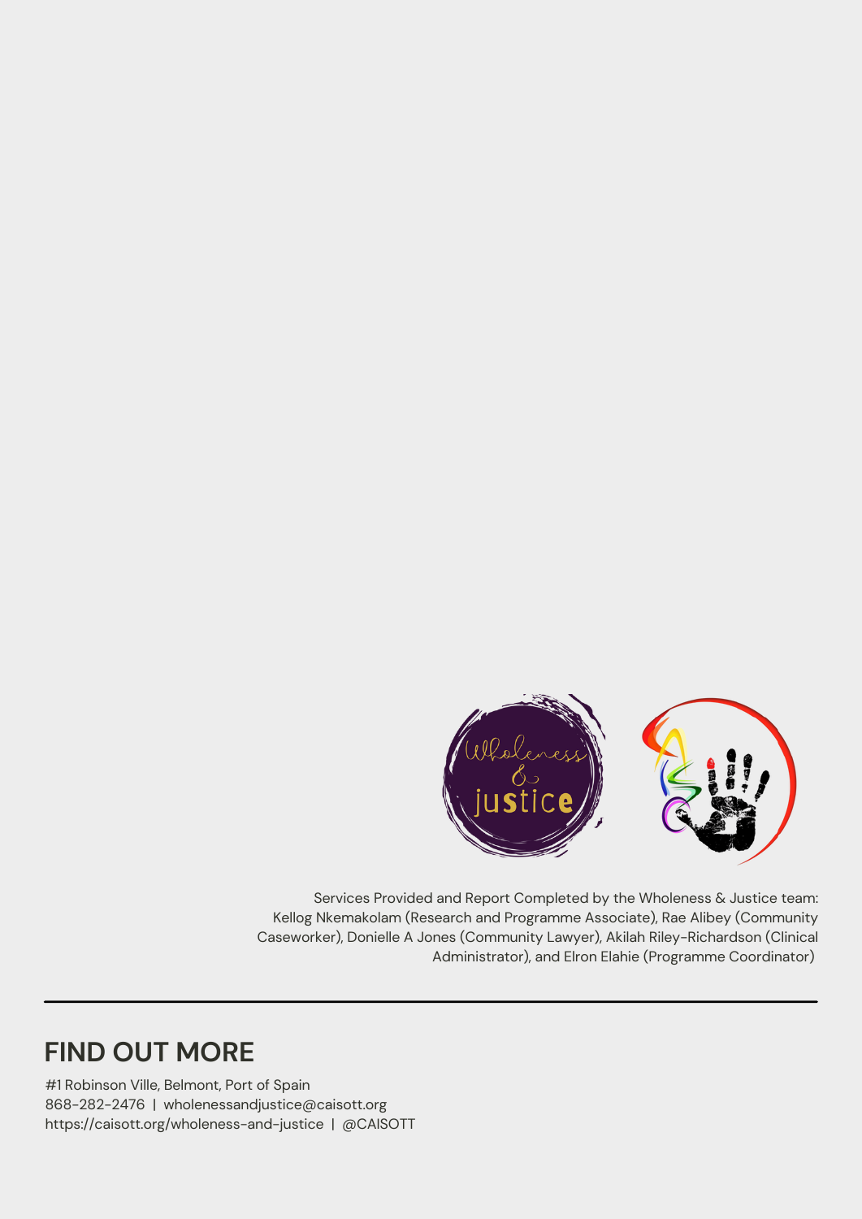Services Provided and Report Completed by the Wholeness & Justice team: Kellog Nkemakolam (Research and Programme Associate), Rae Alibey (Community Caseworker), Donielle A Jones (Community Lawyer), Akilah Riley-Richardson (Clinical Administrator), and Elron Elahie (Programme Coordinator)

---

## FIND OUT MORE

#1 Robinson Ville, Belmont, Port of Spain
868-282-2476 | wholenessandjustice@caisott.org
https://caisott.org/wholeness-and-justice | @CAISOTT